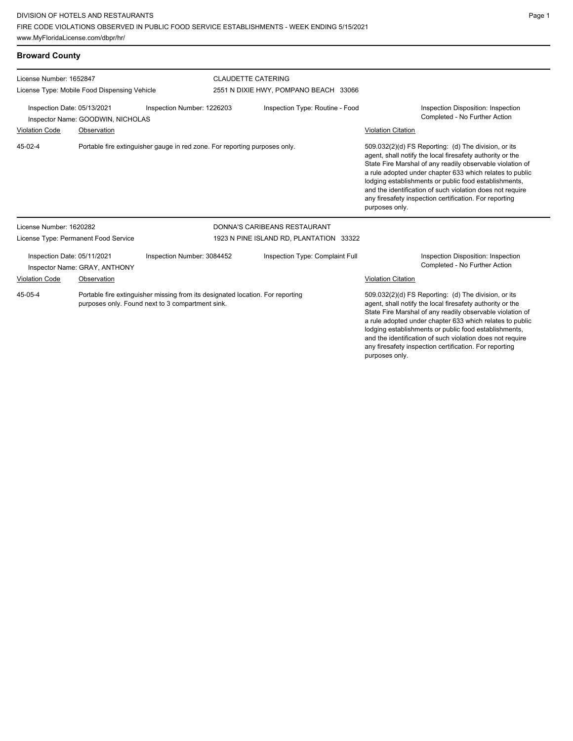DIVISION OF HOTELS AND RESTAURANTS
FIRE CODE VIOLATIONS OBSERVED IN PUBLIC FOOD SERVICE ESTABLISHMENTS - WEEK ENDING 5/15/2021
www.MyFloridaLicense.com/dbpr/hr/

## Broward County

License Number: 1652847
License Type: Mobile Food Dispensing Vehicle

CLAUDETTE CATERING
2551 N DIXIE HWY, POMPANO BEACH 33066

Inspection Date: 05/13/2021
Inspection Number: 1226203
Inspection Type: Routine - Food
Inspector Name: GOODWIN, NICHOLAS
Inspection Disposition: Inspection Completed - No Further Action

| Violation Code | Observation | Violation Citation |
|---|---|---|
| 45-02-4 | Portable fire extinguisher gauge in red zone. For reporting purposes only. | 509.032(2)(d) FS Reporting: (d) The division, or its agent, shall notify the local firesafety authority or the State Fire Marshal of any readily observable violation of a rule adopted under chapter 633 which relates to public lodging establishments or public food establishments, and the identification of such violation does not require any firesafety inspection certification. For reporting purposes only. |

License Number: 1620282
License Type: Permanent Food Service

DONNA'S CARIBEANS RESTAURANT
1923 N PINE ISLAND RD, PLANTATION 33322

Inspection Date: 05/11/2021
Inspection Number: 3084452
Inspection Type: Complaint Full
Inspector Name: GRAY, ANTHONY
Inspection Disposition: Inspection Completed - No Further Action

| Violation Code | Observation | Violation Citation |
|---|---|---|
| 45-05-4 | Portable fire extinguisher missing from its designated location. For reporting purposes only. Found next to 3 compartment sink. | 509.032(2)(d) FS Reporting: (d) The division, or its agent, shall notify the local firesafety authority or the State Fire Marshal of any readily observable violation of a rule adopted under chapter 633 which relates to public lodging establishments or public food establishments, and the identification of such violation does not require any firesafety inspection certification. For reporting purposes only. |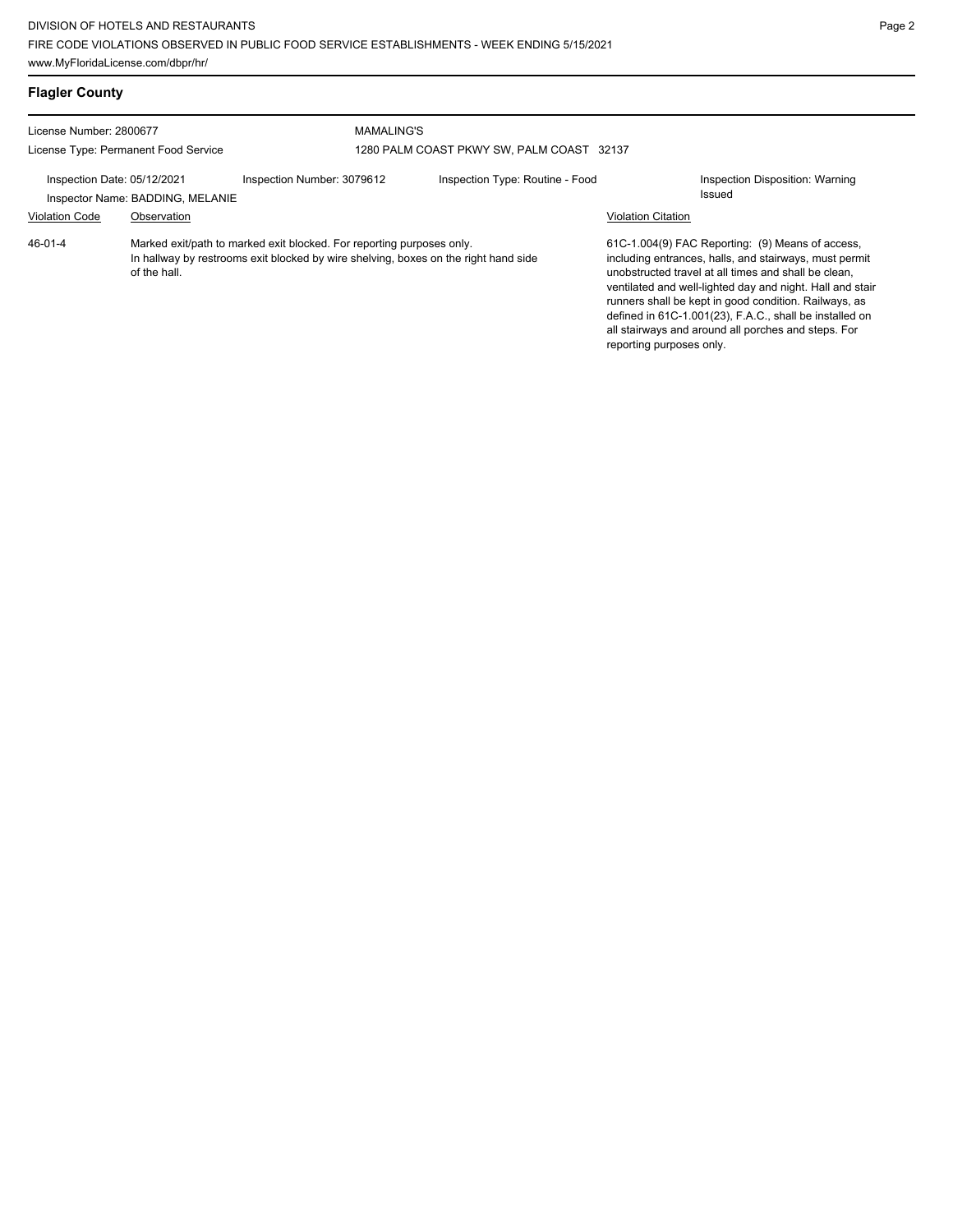## Flagler County

License Number: 2800677

License Type: Permanent Food Service

MAMALING'S

1280 PALM COAST PKWY SW, PALM COAST 32137

Inspection Date: 05/12/2021

Inspector Name: BADDING, MELANIE

Inspection Number: 3079612

Inspection Type: Routine - Food

Inspection Disposition: Warning Issued

| Violation Code | Observation | Violation Citation |
| --- | --- | --- |
| 46-01-4 | Marked exit/path to marked exit blocked. For reporting purposes only. In hallway by restrooms exit blocked by wire shelving, boxes on the right hand side of the hall. | 61C-1.004(9) FAC Reporting: (9) Means of access, including entrances, halls, and stairways, must permit unobstructed travel at all times and shall be clean, ventilated and well-lighted day and night. Hall and stair runners shall be kept in good condition. Railways, as defined in 61C-1.001(23), F.A.C., shall be installed on all stairways and around all porches and steps. For reporting purposes only. |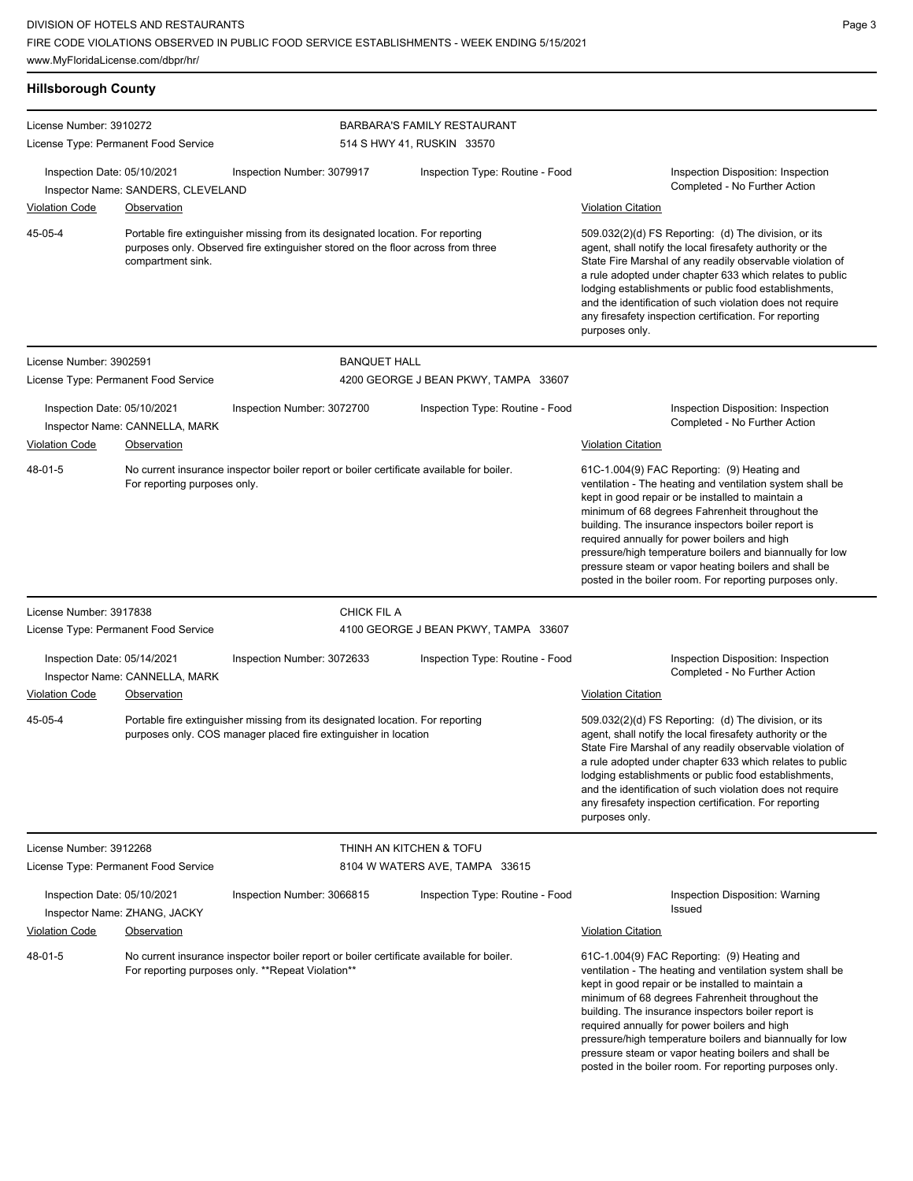## Hillsborough County

**License Number:** 3910272
**License Type:** Permanent Food Service
**BARBARA'S FAMILY RESTAURANT**
514 S HWY 41, RUSKIN 33570

Inspection Date: 05/10/2021
Inspection Number: 3079917
Inspection Type: Routine - Food
Inspection Disposition: Inspection Completed - No Further Action
Inspector Name: SANDERS, CLEVELAND

| Violation Code | Observation | Violation Citation |
| --- | --- | --- |
| 45-05-4 | Portable fire extinguisher missing from its designated location. For reporting purposes only. Observed fire extinguisher stored on the floor across from three compartment sink. | 509.032(2)(d) FS Reporting: (d) The division, or its agent, shall notify the local firesafety authority or the State Fire Marshal of any readily observable violation of a rule adopted under chapter 633 which relates to public lodging establishments or public food establishments, and the identification of such violation does not require any firesafety inspection certification. For reporting purposes only. |

---

**License Number:** 3902591
**License Type:** Permanent Food Service
**BANQUET HALL**
4200 GEORGE J BEAN PKWY, TAMPA 33607

Inspection Date: 05/10/2021
Inspection Number: 3072700
Inspection Type: Routine - Food
Inspection Disposition: Inspection Completed - No Further Action
Inspector Name: CANNELLA, MARK

| Violation Code | Observation | Violation Citation |
| --- | --- | --- |
| 48-01-5 | No current insurance inspector boiler report or boiler certificate available for boiler. For reporting purposes only. | 61C-1.004(9) FAC Reporting: (9) Heating and ventilation - The heating and ventilation system shall be kept in good repair or be installed to maintain a minimum of 68 degrees Fahrenheit throughout the building. The insurance inspectors boiler report is required annually for power boilers and high pressure/high temperature boilers and biannually for low pressure steam or vapor heating boilers and shall be posted in the boiler room. For reporting purposes only. |

---

**License Number:** 3917838
**License Type:** Permanent Food Service
**CHICK FIL A**
4100 GEORGE J BEAN PKWY, TAMPA 33607

Inspection Date: 05/14/2021
Inspection Number: 3072633
Inspection Type: Routine - Food
Inspection Disposition: Inspection Completed - No Further Action
Inspector Name: CANNELLA, MARK

| Violation Code | Observation | Violation Citation |
| --- | --- | --- |
| 45-05-4 | Portable fire extinguisher missing from its designated location. For reporting purposes only. COS manager placed fire extinguisher in location | 509.032(2)(d) FS Reporting: (d) The division, or its agent, shall notify the local firesafety authority or the State Fire Marshal of any readily observable violation of a rule adopted under chapter 633 which relates to public lodging establishments or public food establishments, and the identification of such violation does not require any firesafety inspection certification. For reporting purposes only. |

---

**License Number:** 3912268
**License Type:** Permanent Food Service
**THINH AN KITCHEN & TOFU**
8104 W WATERS AVE, TAMPA 33615

Inspection Date: 05/10/2021
Inspection Number: 3066815
Inspection Type: Routine - Food
Inspection Disposition: Warning Issued
Inspector Name: ZHANG, JACKY

| Violation Code | Observation | Violation Citation |
| --- | --- | --- |
| 48-01-5 | No current insurance inspector boiler report or boiler certificate available for boiler. For reporting purposes only. **Repeat Violation** | 61C-1.004(9) FAC Reporting: (9) Heating and ventilation - The heating and ventilation system shall be kept in good repair or be installed to maintain a minimum of 68 degrees Fahrenheit throughout the building. The insurance inspectors boiler report is required annually for power boilers and high pressure/high temperature boilers and biannually for low pressure steam or vapor heating boilers and shall be posted in the boiler room. For reporting purposes only. |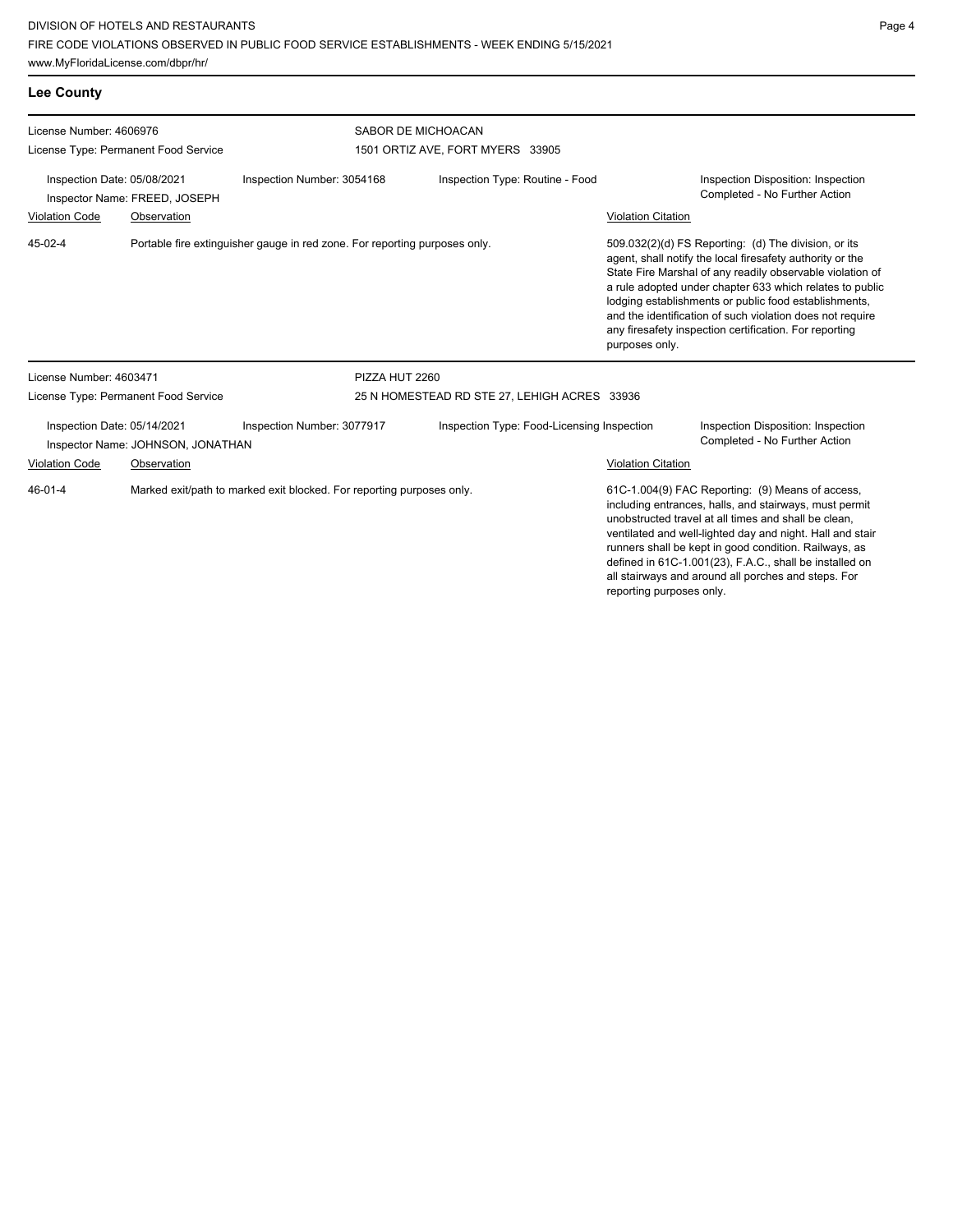## Lee County

**License Number:** 4606976
**License Type:** Permanent Food Service

**SABOR DE MICHOACAN**
1501 ORTIZ AVE, FORT MYERS 33905

Inspection Date: 05/08/2021
Inspector Name: FREED, JOSEPH
Inspection Number: 3054168
Inspection Type: Routine - Food
Inspection Disposition: Inspection Completed - No Further Action

| Violation Code | Observation | Violation Citation |
|---|---|---|
| 45-02-4 | Portable fire extinguisher gauge in red zone. For reporting purposes only. | 509.032(2)(d) FS Reporting: (d) The division, or its agent, shall notify the local firesafety authority or the State Fire Marshal of any readily observable violation of a rule adopted under chapter 633 which relates to public lodging establishments or public food establishments, and the identification of such violation does not require any firesafety inspection certification. For reporting purposes only. |

**License Number:** 4603471
**License Type:** Permanent Food Service

**PIZZA HUT 2260**
25 N HOMESTEAD RD STE 27, LEHIGH ACRES 33936

Inspection Date: 05/14/2021
Inspector Name: JOHNSON, JONATHAN
Inspection Number: 3077917
Inspection Type: Food-Licensing Inspection
Inspection Disposition: Inspection Completed - No Further Action

| Violation Code | Observation | Violation Citation |
|---|---|---|
| 46-01-4 | Marked exit/path to marked exit blocked. For reporting purposes only. | 61C-1.004(9) FAC Reporting: (9) Means of access, including entrances, halls, and stairways, must permit unobstructed travel at all times and shall be clean, ventilated and well-lighted day and night. Hall and stair runners shall be kept in good condition. Railways, as defined in 61C-1.001(23), F.A.C., shall be installed on all stairways and around all porches and steps. For reporting purposes only. |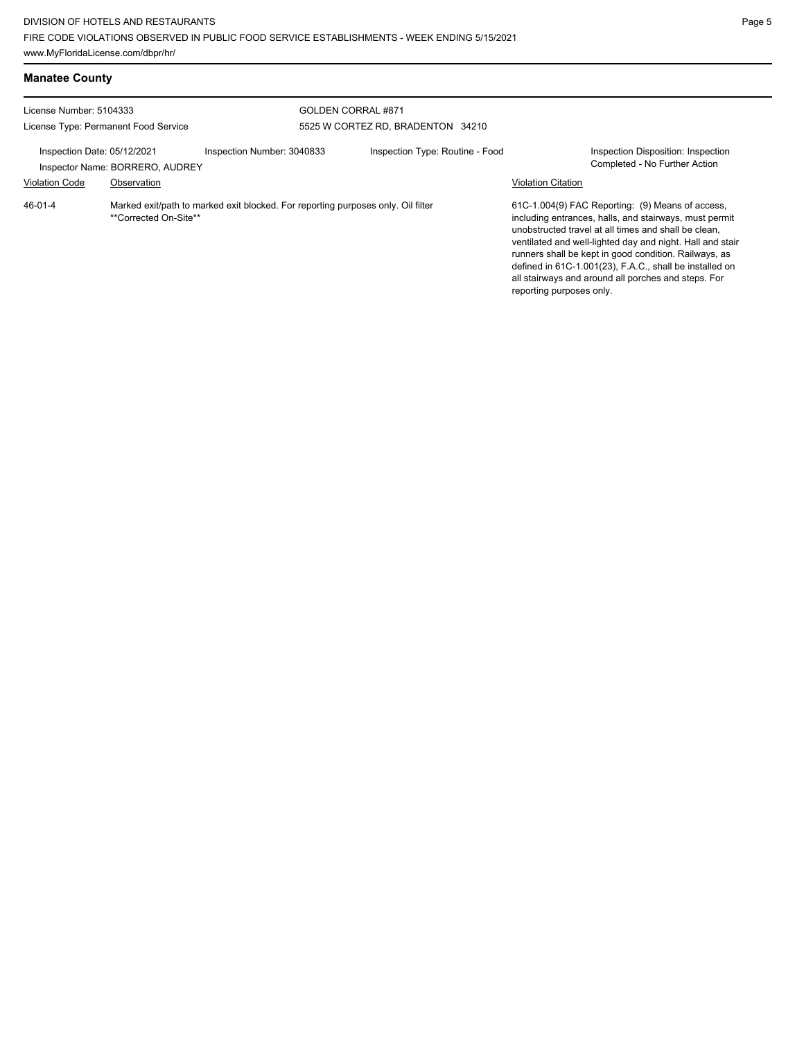## Manatee County

License Number: 5104333

License Type: Permanent Food Service

GOLDEN CORRAL #871

5525 W CORTEZ RD, BRADENTON 34210

Inspection Date: 05/12/2021 | Inspection Number: 3040833 | Inspection Type: Routine - Food | Inspection Disposition: Inspection Completed - No Further Action

Inspector Name: BORRERO, AUDREY

| Violation Code | Observation | Violation Citation |
|---|---|---|
| 46-01-4 | Marked exit/path to marked exit blocked. For reporting purposes only. Oil filter **Corrected On-Site** | 61C-1.004(9) FAC Reporting: (9) Means of access, including entrances, halls, and stairways, must permit unobstructed travel at all times and shall be clean, ventilated and well-lighted day and night. Hall and stair runners shall be kept in good condition. Railways, as defined in 61C-1.001(23), F.A.C., shall be installed on all stairways and around all porches and steps. For reporting purposes only. |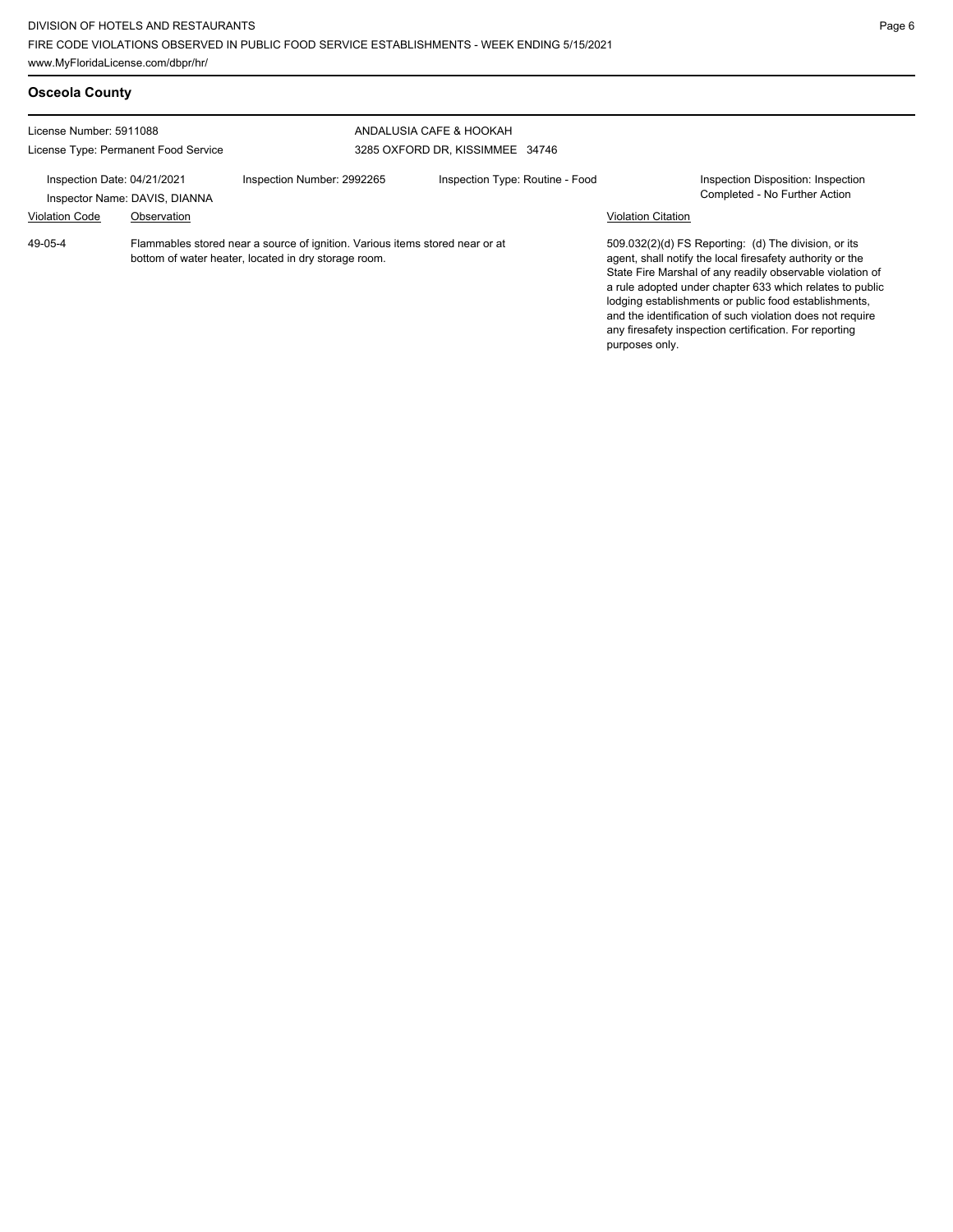## Osceola County

License Number: 5911088
License Type: Permanent Food Service

ANDALUSIA CAFE & HOOKAH
3285 OXFORD DR, KISSIMMEE 34746

Inspection Date: 04/21/2021
Inspector Name: DAVIS, DIANNA
Inspection Number: 2992265
Inspection Type: Routine - Food
Inspection Disposition: Inspection Completed - No Further Action

| Violation Code | Observation | Violation Citation |
|---|---|---|
| 49-05-4 | Flammables stored near a source of ignition. Various items stored near or at bottom of water heater, located in dry storage room. | 509.032(2)(d) FS Reporting: (d) The division, or its agent, shall notify the local firesafety authority or the State Fire Marshal of any readily observable violation of a rule adopted under chapter 633 which relates to public lodging establishments or public food establishments, and the identification of such violation does not require any firesafety inspection certification. For reporting purposes only. |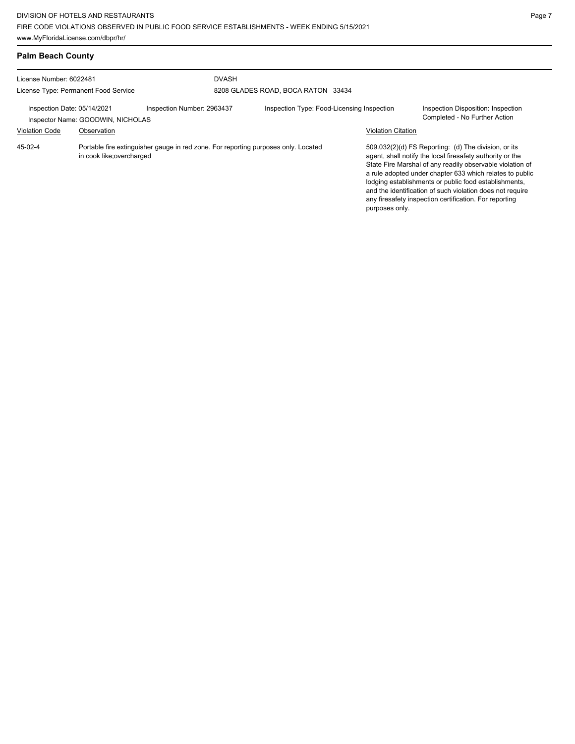## Palm Beach County

License Number: 6022481
License Type: Permanent Food Service

DVASH
8208 GLADES ROAD, BOCA RATON 33434

Inspection Date: 05/14/2021 | Inspection Number: 2963437 | Inspection Type: Food-Licensing Inspection | Inspection Disposition: Inspection Completed - No Further Action

Inspector Name: GOODWIN, NICHOLAS

| Violation Code | Observation | Violation Citation |
|---|---|---|
| 45-02-4 | Portable fire extinguisher gauge in red zone. For reporting purposes only. Located in cook like;overcharged | 509.032(2)(d) FS Reporting: (d) The division, or its agent, shall notify the local firesafety authority or the State Fire Marshal of any readily observable violation of a rule adopted under chapter 633 which relates to public lodging establishments or public food establishments, and the identification of such violation does not require any firesafety inspection certification. For reporting purposes only. |